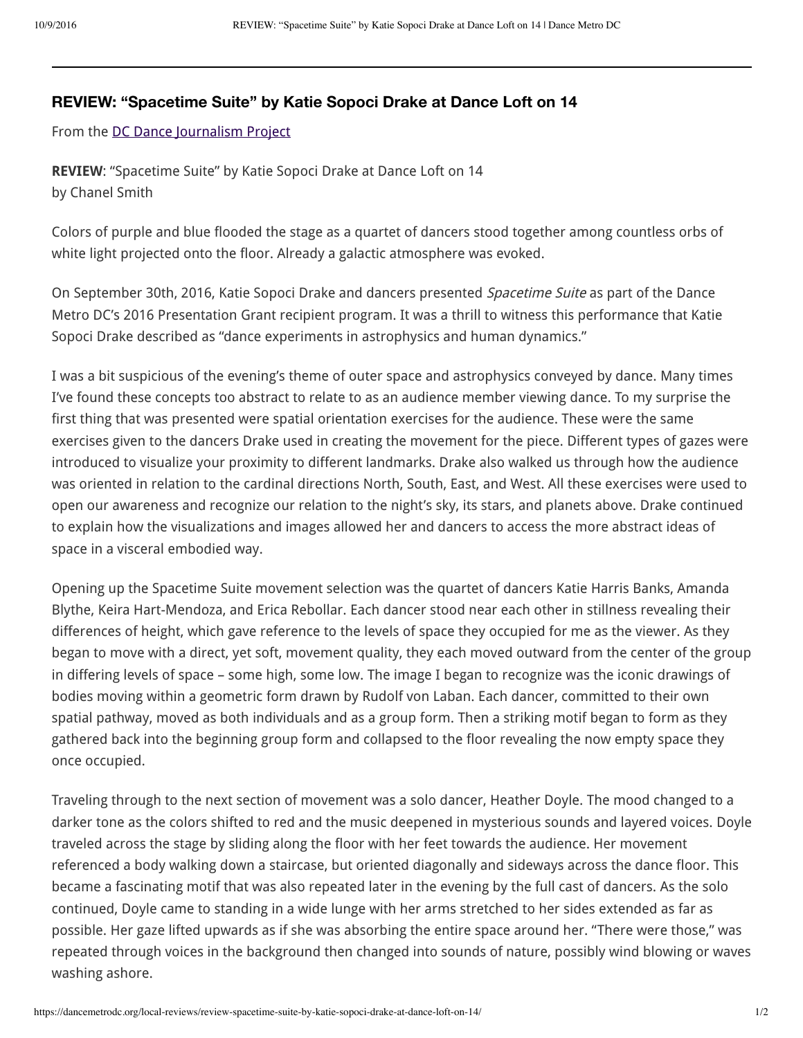## REVIEW: "Spacetime Suite" by Katie Sopoci Drake at Dance Loft on 14

From the [DC Dance Journalism Project]

**REVIEW**: "Spacetime Suite" by Katie Sopoci Drake at Dance Loft on 14
by Chanel Smith

Colors of purple and blue flooded the stage as a quartet of dancers stood together among countless orbs of white light projected onto the floor. Already a galactic atmosphere was evoked.

On September 30th, 2016, Katie Sopoci Drake and dancers presented *Spacetime Suite* as part of the Dance Metro DC's 2016 Presentation Grant recipient program. It was a thrill to witness this performance that Katie Sopoci Drake described as "dance experiments in astrophysics and human dynamics."

I was a bit suspicious of the evening's theme of outer space and astrophysics conveyed by dance. Many times I've found these concepts too abstract to relate to as an audience member viewing dance. To my surprise the first thing that was presented were spatial orientation exercises for the audience. These were the same exercises given to the dancers Drake used in creating the movement for the piece. Different types of gazes were introduced to visualize your proximity to different landmarks. Drake also walked us through how the audience was oriented in relation to the cardinal directions North, South, East, and West. All these exercises were used to open our awareness and recognize our relation to the night's sky, its stars, and planets above. Drake continued to explain how the visualizations and images allowed her and dancers to access the more abstract ideas of space in a visceral embodied way.

Opening up the Spacetime Suite movement selection was the quartet of dancers Katie Harris Banks, Amanda Blythe, Keira Hart-Mendoza, and Erica Rebollar. Each dancer stood near each other in stillness revealing their differences of height, which gave reference to the levels of space they occupied for me as the viewer. As they began to move with a direct, yet soft, movement quality, they each moved outward from the center of the group in differing levels of space – some high, some low. The image I began to recognize was the iconic drawings of bodies moving within a geometric form drawn by Rudolf von Laban. Each dancer, committed to their own spatial pathway, moved as both individuals and as a group form. Then a striking motif began to form as they gathered back into the beginning group form and collapsed to the floor revealing the now empty space they once occupied.

Traveling through to the next section of movement was a solo dancer, Heather Doyle. The mood changed to a darker tone as the colors shifted to red and the music deepened in mysterious sounds and layered voices. Doyle traveled across the stage by sliding along the floor with her feet towards the audience. Her movement referenced a body walking down a staircase, but oriented diagonally and sideways across the dance floor. This became a fascinating motif that was also repeated later in the evening by the full cast of dancers. As the solo continued, Doyle came to standing in a wide lunge with her arms stretched to her sides extended as far as possible. Her gaze lifted upwards as if she was absorbing the entire space around her. "There were those," was repeated through voices in the background then changed into sounds of nature, possibly wind blowing or waves washing ashore.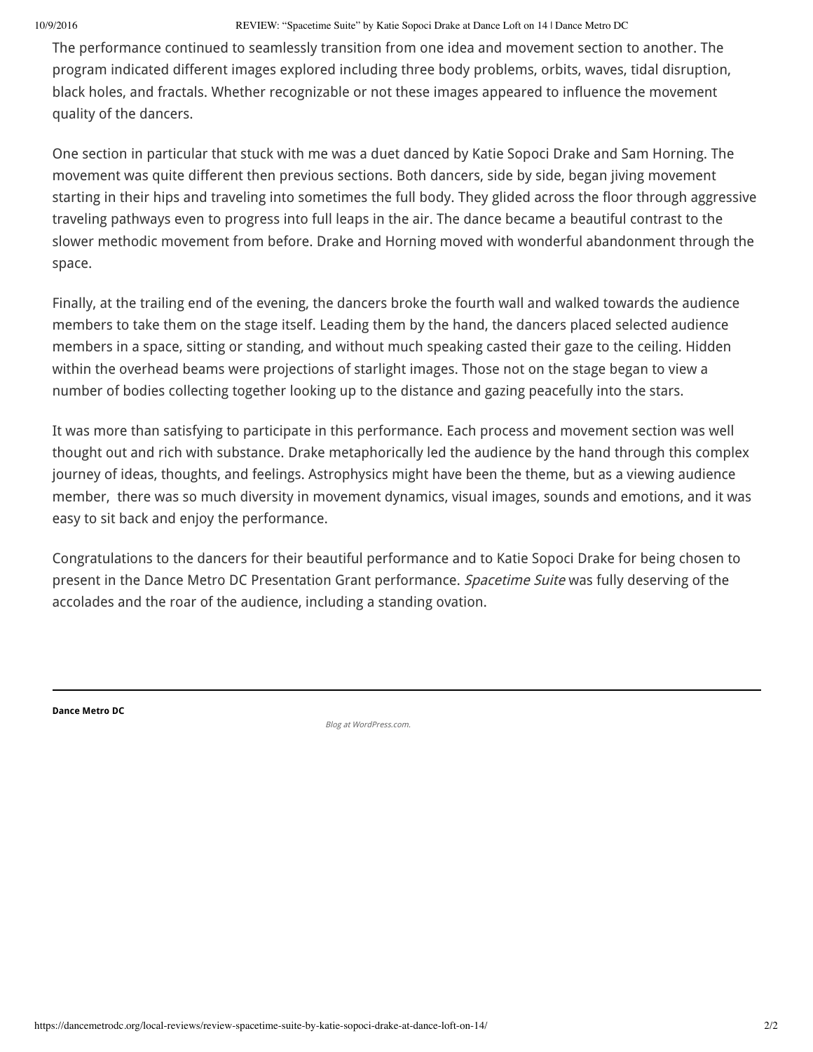The performance continued to seamlessly transition from one idea and movement section to another. The program indicated different images explored including three body problems, orbits, waves, tidal disruption, black holes, and fractals. Whether recognizable or not these images appeared to influence the movement quality of the dancers.

One section in particular that stuck with me was a duet danced by Katie Sopoci Drake and Sam Horning. The movement was quite different then previous sections. Both dancers, side by side, began jiving movement starting in their hips and traveling into sometimes the full body. They glided across the floor through aggressive traveling pathways even to progress into full leaps in the air. The dance became a beautiful contrast to the slower methodic movement from before. Drake and Horning moved with wonderful abandonment through the space.

Finally, at the trailing end of the evening, the dancers broke the fourth wall and walked towards the audience members to take them on the stage itself. Leading them by the hand, the dancers placed selected audience members in a space, sitting or standing, and without much speaking casted their gaze to the ceiling. Hidden within the overhead beams were projections of starlight images. Those not on the stage began to view a number of bodies collecting together looking up to the distance and gazing peacefully into the stars.

It was more than satisfying to participate in this performance. Each process and movement section was well thought out and rich with substance. Drake metaphorically led the audience by the hand through this complex journey of ideas, thoughts, and feelings. Astrophysics might have been the theme, but as a viewing audience member, there was so much diversity in movement dynamics, visual images, sounds and emotions, and it was easy to sit back and enjoy the performance.

Congratulations to the dancers for their beautiful performance and to Katie Sopoci Drake for being chosen to present in the Dance Metro DC Presentation Grant performance. *Spacetime Suite* was fully deserving of the accolades and the roar of the audience, including a standing ovation.

---

**Dance Metro DC**

*Blog at WordPress.com.*